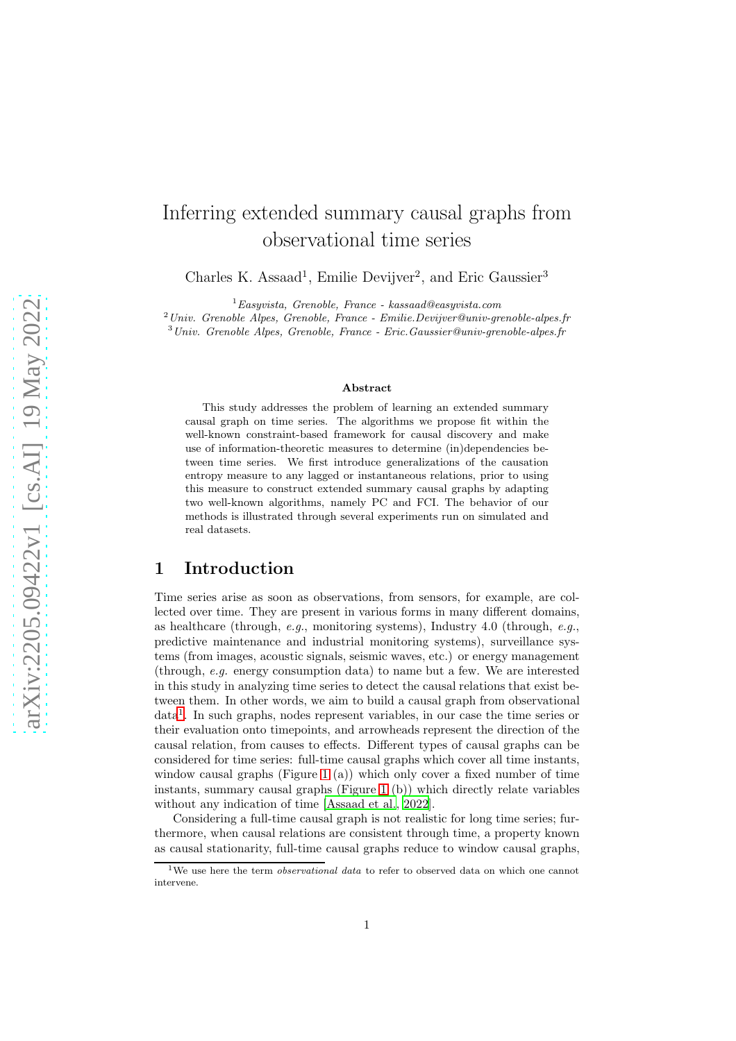# Inferring extended summary causal graphs from observational time series

Charles K. Assaad[1], Emilie Devijver[2], and Eric Gaussier[3]

[1] *Easyvista, Grenoble, France - kassaad@easyvista.com*
[2] *Univ. Grenoble Alpes, Grenoble, France - Emilie.Devijver@univ-grenoble-alpes.fr*
[3] *Univ. Grenoble Alpes, Grenoble, France - Eric.Gaussier@univ-grenoble-alpes.fr*

**Abstract**

This study addresses the problem of learning an extended summary causal graph on time series. The algorithms we propose fit within the well-known constraint-based framework for causal discovery and make use of information-theoretic measures to determine (in)dependencies between time series. We first introduce generalizations of the causation entropy measure to any lagged or instantaneous relations, prior to using this measure to construct extended summary causal graphs by adapting two well-known algorithms, namely PC and FCI. The behavior of our methods is illustrated through several experiments run on simulated and real datasets.

## 1 Introduction

Time series arise as soon as observations, from sensors, for example, are collected over time. They are present in various forms in many different domains, as healthcare (through, *e.g.*, monitoring systems), Industry 4.0 (through, *e.g.*, predictive maintenance and industrial monitoring systems), surveillance systems (from images, acoustic signals, seismic waves, etc.) or energy management (through, *e.g.* energy consumption data) to name but a few. We are interested in this study in analyzing time series to detect the causal relations that exist between them. In other words, we aim to build a causal graph from observational data[1]. In such graphs, nodes represent variables, in our case the time series or their evaluation onto timepoints, and arrowheads represent the direction of the causal relation, from causes to effects. Different types of causal graphs can be considered for time series: full-time causal graphs which cover all time instants, window causal graphs (Figure 1 (a)) which only cover a fixed number of time instants, summary causal graphs (Figure 1 (b)) which directly relate variables without any indication of time [Assaad et al., 2022].

Considering a full-time causal graph is not realistic for long time series; furthermore, when causal relations are consistent through time, a property known as causal stationarity, full-time causal graphs reduce to window causal graphs,

[1] We use here the term *observational data* to refer to observed data on which one cannot intervene.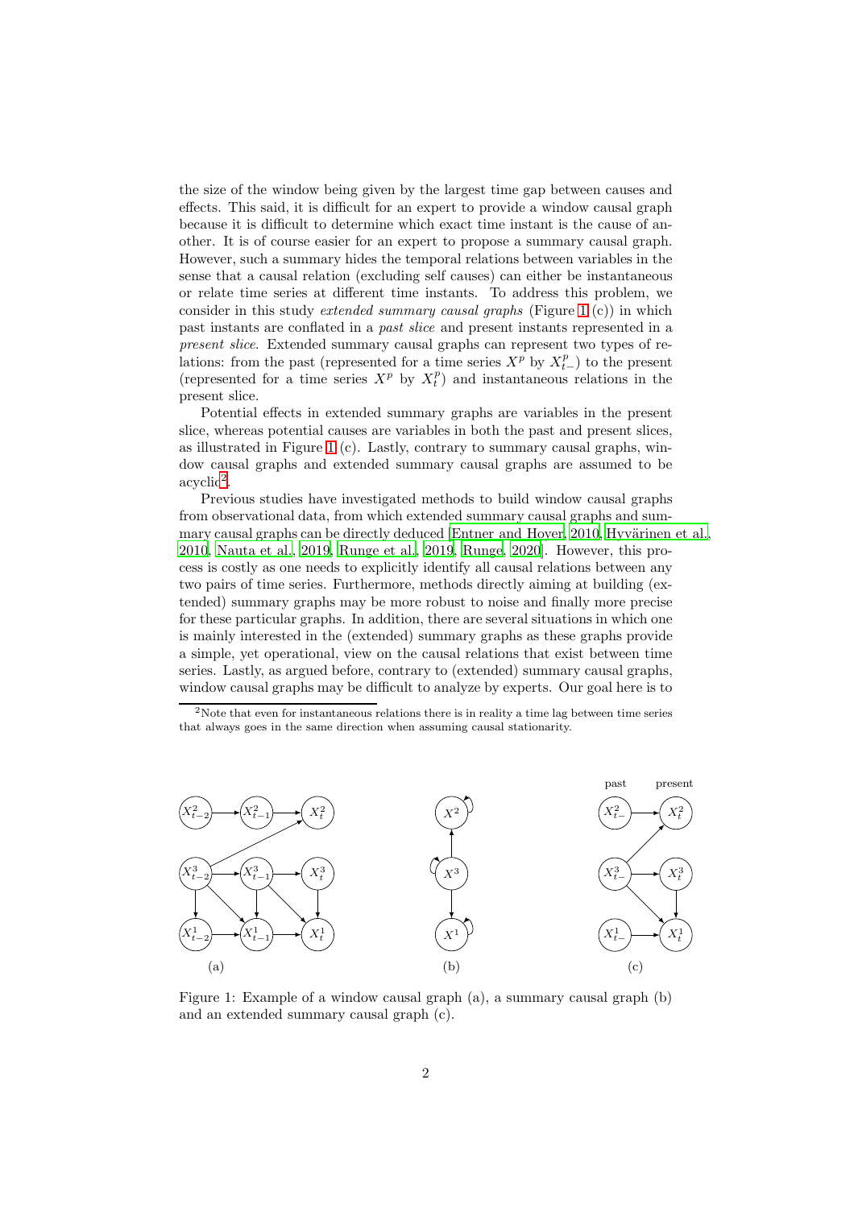the size of the window being given by the largest time gap between causes and effects. This said, it is difficult for an expert to provide a window causal graph because it is difficult to determine which exact time instant is the cause of another. It is of course easier for an expert to propose a summary causal graph. However, such a summary hides the temporal relations between variables in the sense that a causal relation (excluding self causes) can either be instantaneous or relate time series at different time instants. To address this problem, we consider in this study *extended summary causal graphs* (Figure 1 (c)) in which past instants are conflated in a *past slice* and present instants represented in a *present slice*. Extended summary causal graphs can represent two types of relations: from the past (represented for a time series $X^p$ by $X^p_{t-}$) to the present (represented for a time series $X^p$ by $X^p_t$) and instantaneous relations in the present slice.

Potential effects in extended summary graphs are variables in the present slice, whereas potential causes are variables in both the past and present slices, as illustrated in Figure 1 (c). Lastly, contrary to summary causal graphs, window causal graphs and extended summary causal graphs are assumed to be acyclic[2].

Previous studies have investigated methods to build window causal graphs from observational data, from which extended summary causal graphs and summary causal graphs can be directly deduced [Entner and Hoyer, 2010, Hyvärinen et al., 2010, Nauta et al., 2019, Runge et al., 2019, Runge, 2020]. However, this process is costly as one needs to explicitly identify all causal relations between any two pairs of time series. Furthermore, methods directly aiming at building (extended) summary graphs may be more robust to noise and finally more precise for these particular graphs. In addition, there are several situations in which one is mainly interested in the (extended) summary graphs as these graphs provide a simple, yet operational, view on the causal relations that exist between time series. Lastly, as argued before, contrary to (extended) summary causal graphs, window causal graphs may be difficult to analyze by experts. Our goal here is to

[2]Note that even for instantaneous relations there is in reality a time lag between time series that always goes in the same direction when assuming causal stationarity.

Figure 1: Example of a window causal graph (a), a summary causal graph (b) and an extended summary causal graph (c).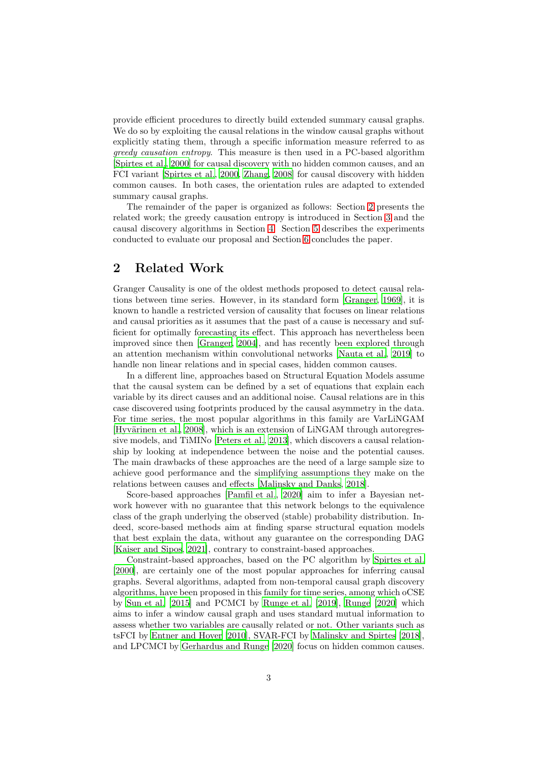provide efficient procedures to directly build extended summary causal graphs. We do so by exploiting the causal relations in the window causal graphs without explicitly stating them, through a specific information measure referred to as *greedy causation entropy*. This measure is then used in a PC-based algorithm [Spirtes et al., 2000] for causal discovery with no hidden common causes, and an FCI variant [Spirtes et al., 2000, Zhang, 2008] for causal discovery with hidden common causes. In both cases, the orientation rules are adapted to extended summary causal graphs.

The remainder of the paper is organized as follows: Section 2 presents the related work; the greedy causation entropy is introduced in Section 3 and the causal discovery algorithms in Section 4. Section 5 describes the experiments conducted to evaluate our proposal and Section 6 concludes the paper.

## 2 Related Work

Granger Causality is one of the oldest methods proposed to detect causal relations between time series. However, in its standard form [Granger, 1969], it is known to handle a restricted version of causality that focuses on linear relations and causal priorities as it assumes that the past of a cause is necessary and sufficient for optimally forecasting its effect. This approach has nevertheless been improved since then [Granger, 2004], and has recently been explored through an attention mechanism within convolutional networks [Nauta et al., 2019] to handle non linear relations and in special cases, hidden common causes.

In a different line, approaches based on Structural Equation Models assume that the causal system can be defined by a set of equations that explain each variable by its direct causes and an additional noise. Causal relations are in this case discovered using footprints produced by the causal asymmetry in the data. For time series, the most popular algorithms in this family are VarLiNGAM [Hyvärinen et al., 2008], which is an extension of LiNGAM through autoregressive models, and TiMINo [Peters et al., 2013], which discovers a causal relationship by looking at independence between the noise and the potential causes. The main drawbacks of these approaches are the need of a large sample size to achieve good performance and the simplifying assumptions they make on the relations between causes and effects [Malinsky and Danks, 2018].

Score-based approaches [Pamfil et al., 2020] aim to infer a Bayesian network however with no guarantee that this network belongs to the equivalence class of the graph underlying the observed (stable) probability distribution. Indeed, score-based methods aim at finding sparse structural equation models that best explain the data, without any guarantee on the corresponding DAG [Kaiser and Sipos, 2021], contrary to constraint-based approaches.

Constraint-based approaches, based on the PC algorithm by Spirtes et al. [2000], are certainly one of the most popular approaches for inferring causal graphs. Several algorithms, adapted from non-temporal causal graph discovery algorithms, have been proposed in this family for time series, among which oCSE by Sun et al. [2015] and PCMCI by Runge et al. [2019], Runge [2020] which aims to infer a window causal graph and uses standard mutual information to assess whether two variables are causally related or not. Other variants such as tsFCI by Entner and Hoyer [2010], SVAR-FCI by Malinsky and Spirtes [2018], and LPCMCI by Gerhardus and Runge [2020] focus on hidden common causes.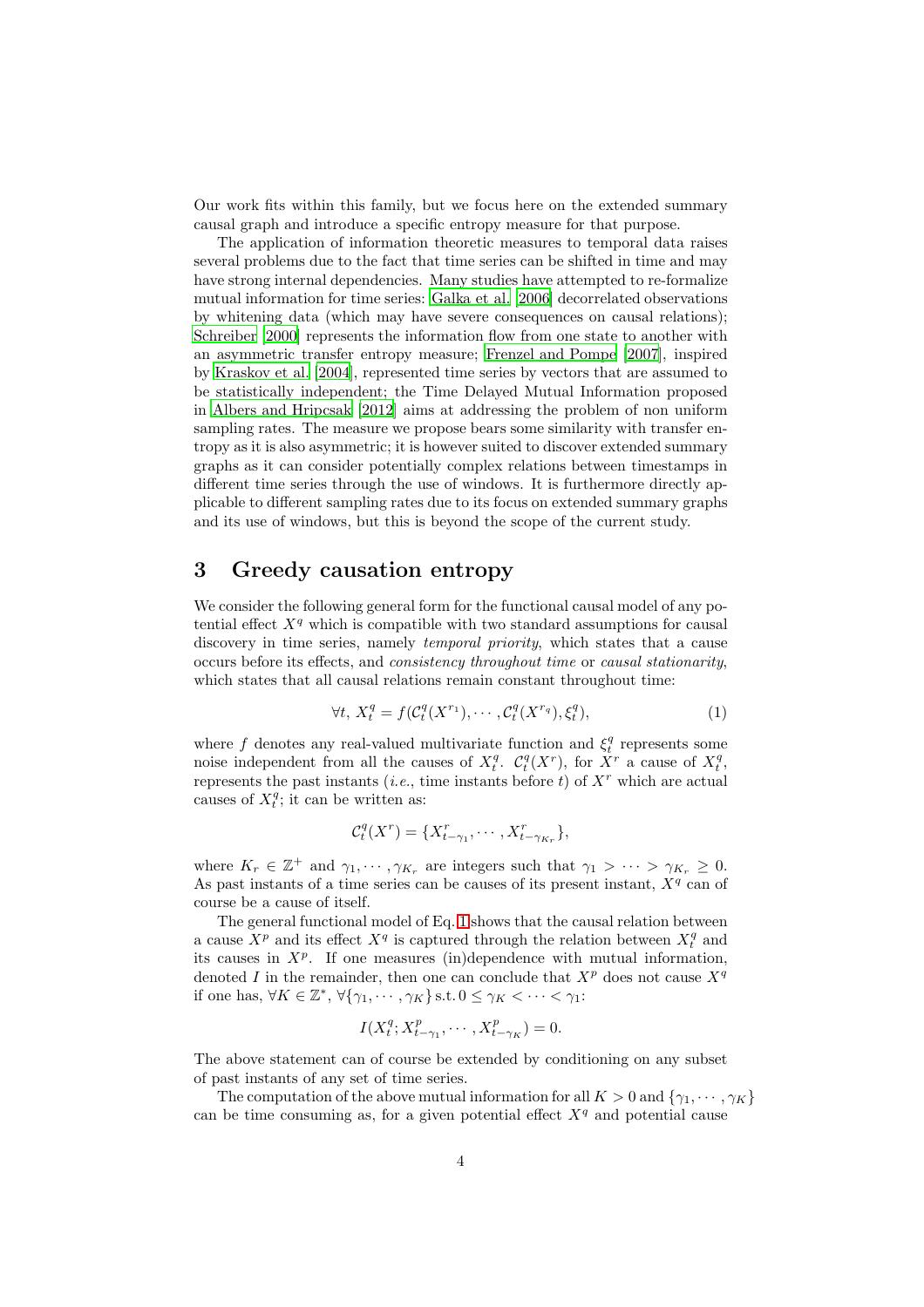Our work fits within this family, but we focus here on the extended summary causal graph and introduce a specific entropy measure for that purpose.

The application of information theoretic measures to temporal data raises several problems due to the fact that time series can be shifted in time and may have strong internal dependencies. Many studies have attempted to re-formalize mutual information for time series: Galka et al. [2006] decorrelated observations by whitening data (which may have severe consequences on causal relations); Schreiber [2000] represents the information flow from one state to another with an asymmetric transfer entropy measure; Frenzel and Pompe [2007], inspired by Kraskov et al. [2004], represented time series by vectors that are assumed to be statistically independent; the Time Delayed Mutual Information proposed in Albers and Hripcsak [2012] aims at addressing the problem of non uniform sampling rates. The measure we propose bears some similarity with transfer entropy as it is also asymmetric; it is however suited to discover extended summary graphs as it can consider potentially complex relations between timestamps in different time series through the use of windows. It is furthermore directly applicable to different sampling rates due to its focus on extended summary graphs and its use of windows, but this is beyond the scope of the current study.

## 3 Greedy causation entropy

We consider the following general form for the functional causal model of any potential effect $X^q$ which is compatible with two standard assumptions for causal discovery in time series, namely *temporal priority*, which states that a cause occurs before its effects, and *consistency throughout time* or *causal stationarity*, which states that all causal relations remain constant throughout time:

$$\forall t,\ X_t^q = f(\mathcal{C}_t^q(X^{r_1}), \cdots, \mathcal{C}_t^q(X^{r_q}), \xi_t^q), \tag{1}$$

where $f$ denotes any real-valued multivariate function and $\xi_t^q$ represents some noise independent from all the causes of $X_t^q$. $\mathcal{C}_t^q(X^r)$, for $X^r$ a cause of $X_t^q$, represents the past instants (*i.e.*, time instants before $t$) of $X^r$ which are actual causes of $X_t^q$; it can be written as:

$$\mathcal{C}_t^q(X^r) = \{X_{t-\gamma_1}^r, \cdots, X_{t-\gamma_{K_r}}^r\},$$

where $K_r \in \mathbb{Z}^+$ and $\gamma_1, \cdots, \gamma_{K_r}$ are integers such that $\gamma_1 > \cdots > \gamma_{K_r} \geq 0$. As past instants of a time series can be causes of its present instant, $X^q$ can of course be a cause of itself.

The general functional model of Eq. 1 shows that the causal relation between a cause $X^p$ and its effect $X^q$ is captured through the relation between $X_t^q$ and its causes in $X^p$. If one measures (in)dependence with mutual information, denoted $I$ in the remainder, then one can conclude that $X^p$ does not cause $X^q$ if one has, $\forall K \in \mathbb{Z}^*$, $\forall \{\gamma_1, \cdots, \gamma_K\}$ s.t. $0 \leq \gamma_K < \cdots < \gamma_1$:

$$I(X_t^q; X_{t-\gamma_1}^p, \cdots, X_{t-\gamma_K}^p) = 0.$$

The above statement can of course be extended by conditioning on any subset of past instants of any set of time series.

The computation of the above mutual information for all $K > 0$ and $\{\gamma_1, \cdots, \gamma_K\}$ can be time consuming as, for a given potential effect $X^q$ and potential cause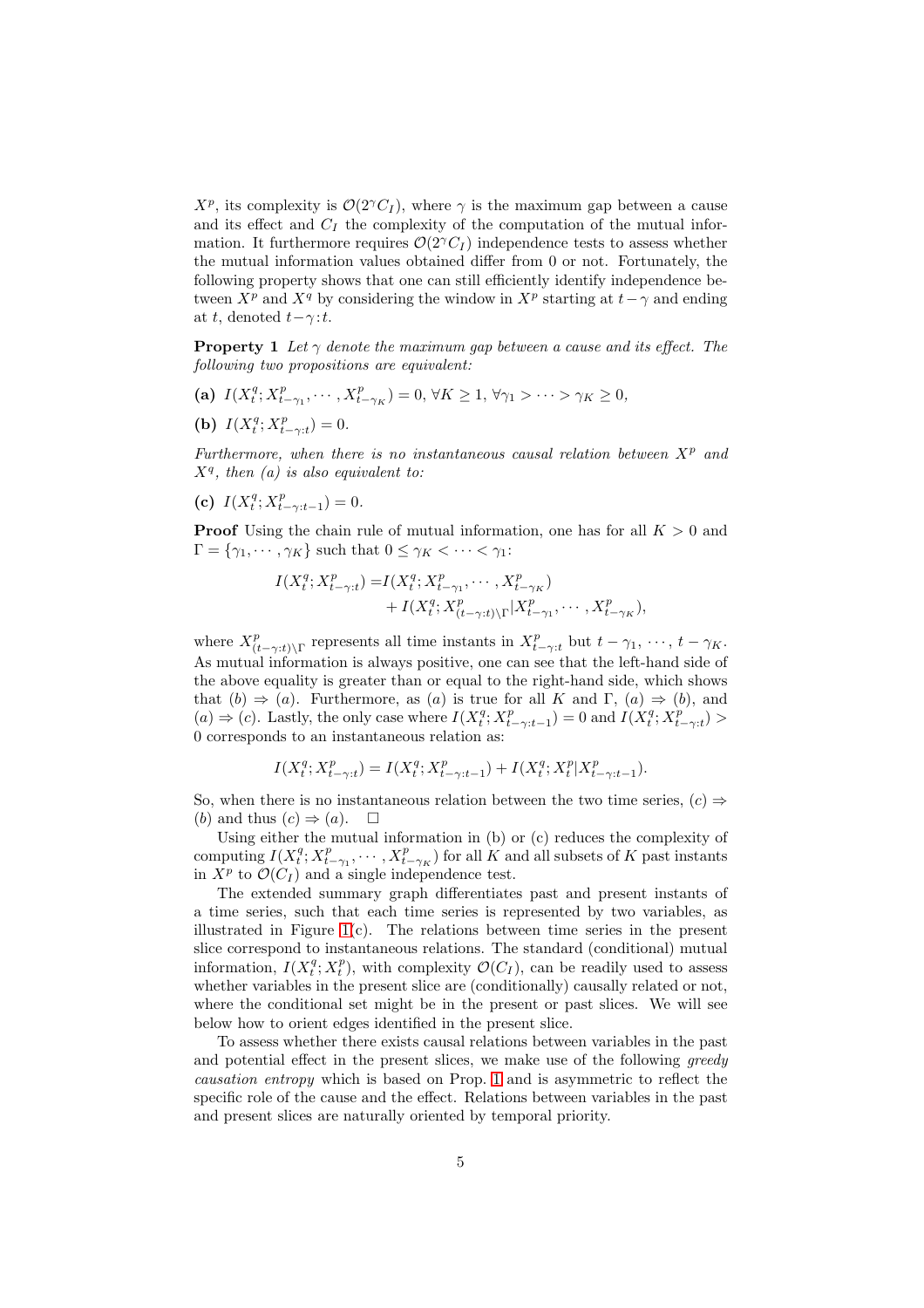$X^p$, its complexity is $\mathcal{O}(2^\gamma C_I)$, where $\gamma$ is the maximum gap between a cause and its effect and $C_I$ the complexity of the computation of the mutual information. It furthermore requires $\mathcal{O}(2^\gamma C_I)$ independence tests to assess whether the mutual information values obtained differ from 0 or not. Fortunately, the following property shows that one can still efficiently identify independence between $X^p$ and $X^q$ by considering the window in $X^p$ starting at $t-\gamma$ and ending at $t$, denoted $t-\gamma{:}t$.

**Property 1** *Let $\gamma$ denote the maximum gap between a cause and its effect. The following two propositions are equivalent:*

**(a)** $I(X^q_t; X^p_{t-\gamma_1}, \cdots, X^p_{t-\gamma_K}) = 0,\ \forall K \geq 1,\ \forall \gamma_1 > \cdots > \gamma_K \geq 0,$

**(b)** $I(X^q_t; X^p_{t-\gamma:t}) = 0.$

*Furthermore, when there is no instantaneous causal relation between $X^p$ and $X^q$, then (a) is also equivalent to:*

**(c)** $I(X^q_t; X^p_{t-\gamma:t-1}) = 0.$

**Proof** Using the chain rule of mutual information, one has for all $K > 0$ and $\Gamma = \{\gamma_1, \cdots, \gamma_K\}$ such that $0 \leq \gamma_K < \cdots < \gamma_1$:

$$
\begin{aligned}
I(X^q_t; X^p_{t-\gamma:t}) =& I(X^q_t; X^p_{t-\gamma_1}, \cdots, X^p_{t-\gamma_K}) \\
&+ I(X^q_t; X^p_{(t-\gamma:t)\setminus\Gamma} | X^p_{t-\gamma_1}, \cdots, X^p_{t-\gamma_K}),
\end{aligned}
$$

where $X^p_{(t-\gamma:t)\setminus\Gamma}$ represents all time instants in $X^p_{t-\gamma:t}$ but $t-\gamma_1, \cdots, t-\gamma_K$. As mutual information is always positive, one can see that the left-hand side of the above equality is greater than or equal to the right-hand side, which shows that $(b) \Rightarrow (a)$. Furthermore, as $(a)$ is true for all $K$ and $\Gamma$, $(a) \Rightarrow (b)$, and $(a) \Rightarrow (c)$. Lastly, the only case where $I(X^q_t; X^p_{t-\gamma:t-1}) = 0$ and $I(X^q_t; X^p_{t-\gamma:t}) > 0$ corresponds to an instantaneous relation as:

$$
I(X^q_t; X^p_{t-\gamma:t}) = I(X^q_t; X^p_{t-\gamma:t-1}) + I(X^q_t; X^p_t | X^p_{t-\gamma:t-1}).
$$

So, when there is no instantaneous relation between the two time series, $(c) \Rightarrow (b)$ and $(c) \Rightarrow (a)$. $\square$

Using either the mutual information in (b) or (c) reduces the complexity of computing $I(X^q_t; X^p_{t-\gamma_1}, \cdots, X^p_{t-\gamma_K})$ for all $K$ and all subsets of $K$ past instants in $X^p$ to $\mathcal{O}(C_I)$ and a single independence test.

The extended summary graph differentiates past and present instants of a time series, such that each time series is represented by two variables, as illustrated in Figure 1(c). The relations between time series in the present slice correspond to instantaneous relations. The standard (conditional) mutual information, $I(X^q_t; X^p_t)$, with complexity $\mathcal{O}(C_I)$, can be readily used to assess whether variables in the present slice are (conditionally) causally related or not, where the conditional set might be in the present or past slices. We will see below how to orient edges identified in the present slice.

To assess whether there exists causal relations between variables in the past and potential effect in the present slices, we make use of the following *greedy causation entropy* which is based on Prop. 1 and is asymmetric to reflect the specific role of the cause and the effect. Relations between variables in the past and present slices are naturally oriented by temporal priority.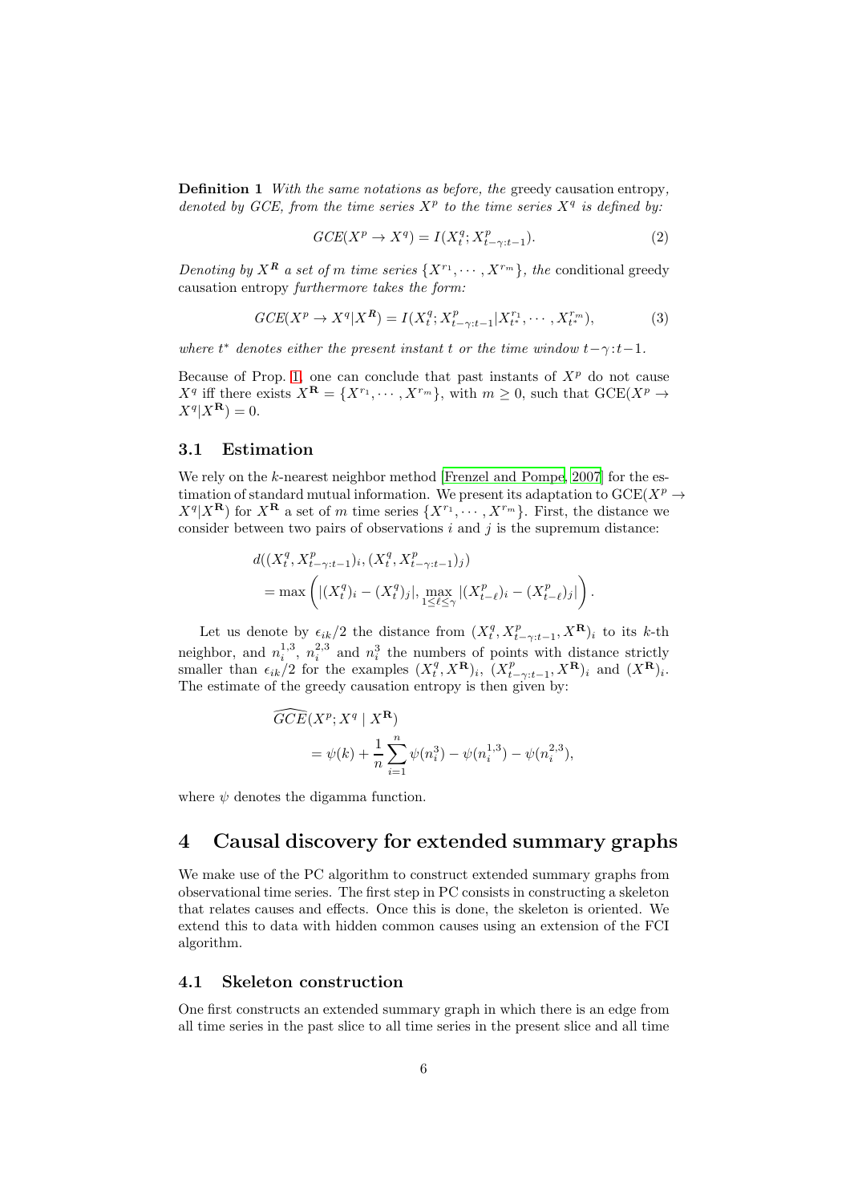**Definition 1** *With the same notations as before, the* greedy causation entropy*, denoted by GCE, from the time series $X^p$ to the time series $X^q$ is defined by:*

$$GCE(X^p \rightarrow X^q) = I(X^q_t; X^p_{t-\gamma:t-1}). \tag{2}$$

*Denoting by $X^{\mathbf{R}}$ a set of $m$ time series $\{X^{r_1}, \cdots, X^{r_m}\}$, the* conditional greedy causation entropy *furthermore takes the form:*

$$GCE(X^p \rightarrow X^q | X^{\mathbf{R}}) = I(X^q_t; X^p_{t-\gamma:t-1} | X^{r_1}_{t^*}, \cdots, X^{r_m}_{t^*}), \tag{3}$$

*where $t^*$ denotes either the present instant $t$ or the time window $t-\gamma:t-1$.*

Because of Prop. 1, one can conclude that past instants of $X^p$ do not cause $X^q$ iff there exists $X^{\mathbf{R}} = \{X^{r_1}, \cdots, X^{r_m}\}$, with $m \geq 0$, such that $\text{GCE}(X^p \rightarrow X^q | X^{\mathbf{R}}) = 0$.

### 3.1 Estimation

We rely on the $k$-nearest neighbor method [Frenzel and Pompe, 2007] for the estimation of standard mutual information. We present its adaptation to $\text{GCE}(X^p \rightarrow X^q | X^{\mathbf{R}})$ for $X^{\mathbf{R}}$ a set of $m$ time series $\{X^{r_1}, \cdots, X^{r_m}\}$. First, the distance we consider between two pairs of observations $i$ and $j$ is the supremum distance:

$$\begin{aligned}
&d((X^q_t, X^p_{t-\gamma:t-1})_i, (X^q_t, X^p_{t-\gamma:t-1})_j) \\
&= \max\left( |(X^q_t)_i - (X^q_t)_j|, \max_{1 \leq \ell \leq \gamma} |(X^p_{t-\ell})_i - (X^p_{t-\ell})_j| \right).
\end{aligned}$$

Let us denote by $\epsilon_{ik}/2$ the distance from $(X^q_t, X^p_{t-\gamma:t-1}, X^{\mathbf{R}})_i$ to its $k$-th neighbor, and $n^{1,3}_i$, $n^{2,3}_i$ and $n^3_i$ the numbers of points with distance strictly smaller than $\epsilon_{ik}/2$ for the examples $(X^q_t, X^{\mathbf{R}})_i$, $(X^p_{t-\gamma:t-1}, X^{\mathbf{R}})_i$ and $(X^{\mathbf{R}})_i$. The estimate of the greedy causation entropy is then given by:

$$\begin{aligned}
&\widehat{GCE}(X^p; X^q \mid X^{\mathbf{R}}) \\
&= \psi(k) + \frac{1}{n}\sum_{i=1}^{n} \psi(n^3_i) - \psi(n^{1,3}_i) - \psi(n^{2,3}_i),
\end{aligned}$$

where $\psi$ denotes the digamma function.

## 4 Causal discovery for extended summary graphs

We make use of the PC algorithm to construct extended summary graphs from observational time series. The first step in PC consists in constructing a skeleton that relates causes and effects. Once this is done, the skeleton is oriented. We extend this to data with hidden common causes using an extension of the FCI algorithm.

### 4.1 Skeleton construction

One first constructs an extended summary graph in which there is an edge from all time series in the past slice to all time series in the present slice and all time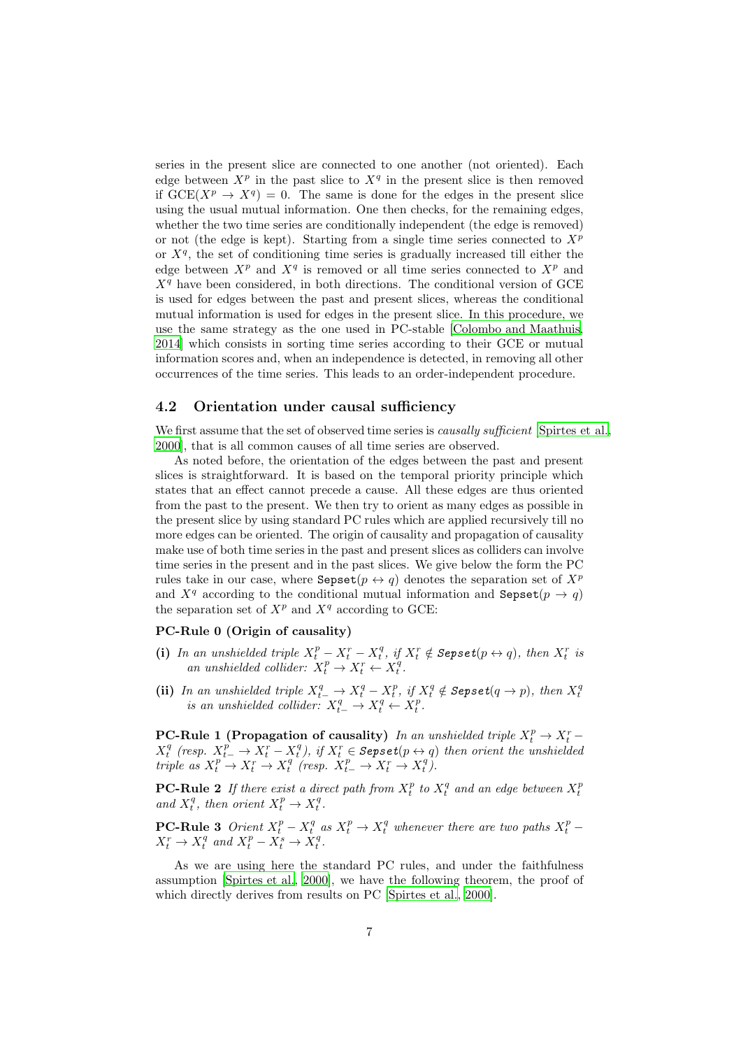series in the present slice are connected to one another (not oriented). Each edge between $X^p$ in the past slice to $X^q$ in the present slice is then removed if $\text{GCE}(X^p \to X^q) = 0$. The same is done for the edges in the present slice using the usual mutual information. One then checks, for the remaining edges, whether the two time series are conditionally independent (the edge is removed) or not (the edge is kept). Starting from a single time series connected to $X^p$ or $X^q$, the set of conditioning time series is gradually increased till either the edge between $X^p$ and $X^q$ is removed or all time series connected to $X^p$ and $X^q$ have been considered, in both directions. The conditional version of GCE is used for edges between the past and present slices, whereas the conditional mutual information is used for edges in the present slice. In this procedure, we use the same strategy as the one used in PC-stable [Colombo and Maathuis, 2014] which consists in sorting time series according to their GCE or mutual information scores and, when an independence is detected, in removing all other occurrences of the time series. This leads to an order-independent procedure.

## 4.2 Orientation under causal sufficiency

We first assume that the set of observed time series is *causally sufficient* [Spirtes et al., 2000], that is all common causes of all time series are observed.

As noted before, the orientation of the edges between the past and present slices is straightforward. It is based on the temporal priority principle which states that an effect cannot precede a cause. All these edges are thus oriented from the past to the present. We then try to orient as many edges as possible in the present slice by using standard PC rules which are applied recursively till no more edges can be oriented. The origin of causality and propagation of causality make use of both time series in the past and present slices as colliders can involve time series in the present and in the past slices. We give below the form the PC rules take in our case, where $\texttt{Sepset}(p \leftrightarrow q)$ denotes the separation set of $X^p$ and $X^q$ according to the conditional mutual information and $\texttt{Sepset}(p \to q)$ the separation set of $X^p$ and $X^q$ according to GCE:

**PC-Rule 0 (Origin of causality)**

**(i)** *In an unshielded triple $X^p_t - X^r_t - X^q_t$, if $X^r_t \notin \texttt{Sepset}(p \leftrightarrow q)$, then $X^r_t$ is an unshielded collider: $X^p_t \to X^r_t \leftarrow X^q_t$.*

**(ii)** *In an unshielded triple $X^q_{t-} \to X^q_t - X^p_t$, if $X^q_t \notin \texttt{Sepset}(q \to p)$, then $X^q_t$ is an unshielded collider: $X^q_{t-} \to X^q_t \leftarrow X^p_t$.*

**PC-Rule 1 (Propagation of causality)** *In an unshielded triple $X^p_t \to X^r_t - X^q_t$ (resp. $X^p_{t-} \to X^r_t - X^q_t$), if $X^r_t \in \texttt{Sepset}(p \leftrightarrow q)$ then orient the unshielded triple as $X^p_t \to X^r_t \to X^q_t$ (resp. $X^p_{t-} \to X^r_t \to X^q_t$).*

**PC-Rule 2** *If there exist a direct path from $X^p_t$ to $X^q_t$ and an edge between $X^p_t$ and $X^q_t$, then orient $X^p_t \to X^q_t$.*

**PC-Rule 3** *Orient $X^p_t - X^q_t$ as $X^p_t \to X^q_t$ whenever there are two paths $X^p_t - X^r_t \to X^q_t$ and $X^p_t - X^s_t \to X^q_t$.*

As we are using here the standard PC rules, and under the faithfulness assumption [Spirtes et al., 2000], we have the following theorem, the proof of which directly derives from results on PC [Spirtes et al., 2000].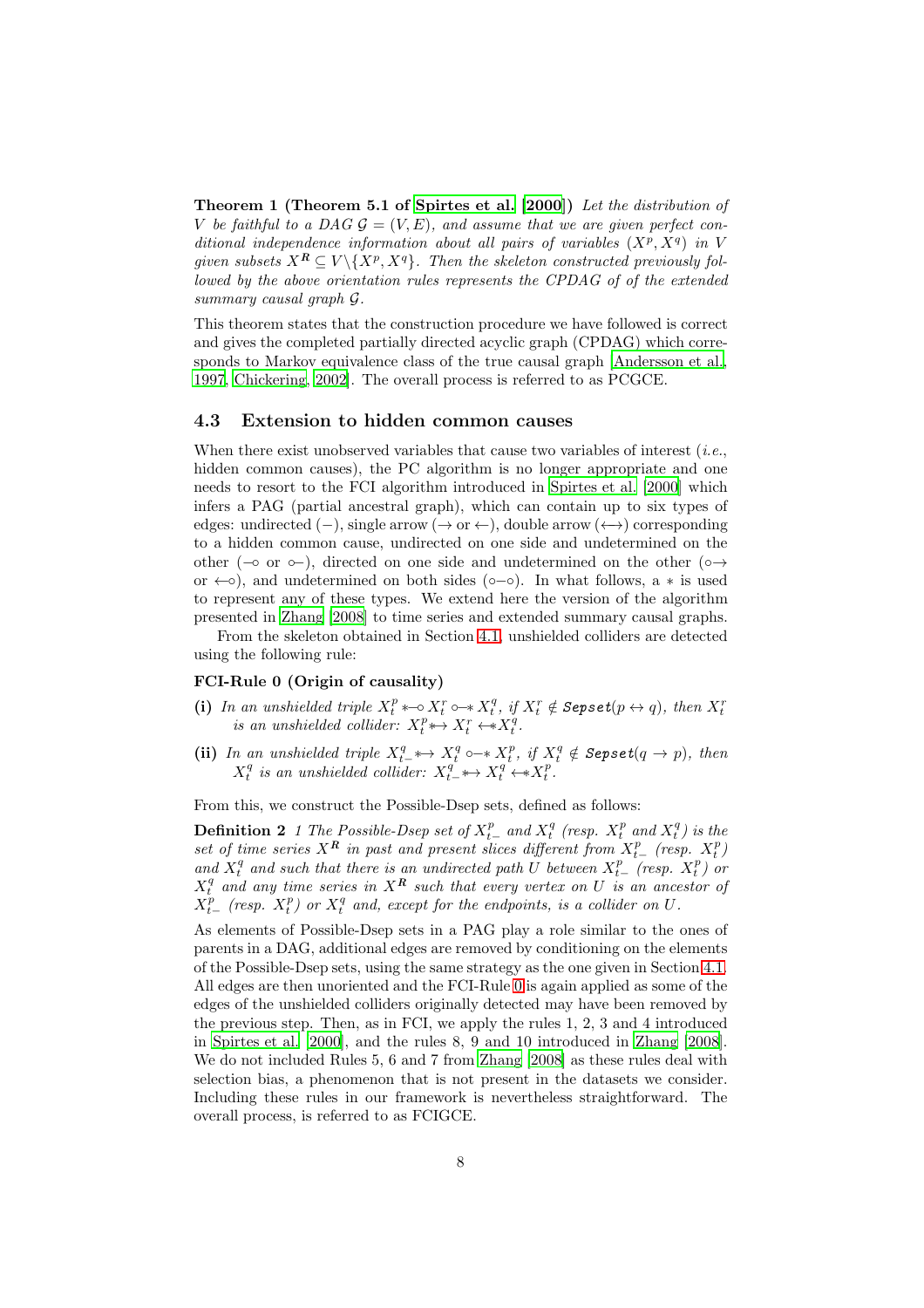**Theorem 1 (Theorem 5.1 of Spirtes et al. [2000])** *Let the distribution of $V$ be faithful to a DAG $\mathcal{G} = (V, E)$, and assume that we are given perfect conditional independence information about all pairs of variables $(X^p, X^q)$ in $V$ given subsets $X^{\boldsymbol{R}} \subseteq V \backslash \{X^p, X^q\}$. Then the skeleton constructed previously followed by the above orientation rules represents the CPDAG of of the extended summary causal graph $\mathcal{G}$.*

This theorem states that the construction procedure we have followed is correct and gives the completed partially directed acyclic graph (CPDAG) which corresponds to Markov equivalence class of the true causal graph [Andersson et al., 1997, Chickering, 2002]. The overall process is referred to as PCGCE.

### 4.3 Extension to hidden common causes

When there exist unobserved variables that cause two variables of interest (*i.e.*, hidden common causes), the PC algorithm is no longer appropriate and one needs to resort to the FCI algorithm introduced in Spirtes et al. [2000] which infers a PAG (partial ancestral graph), which can contain up to six types of edges: undirected ($-$), single arrow ($\rightarrow$ or $\leftarrow$), double arrow ($\longleftrightarrow$) corresponding to a hidden common cause, undirected on one side and undetermined on the other ($-\!\circ$ or $\circ\!-$), directed on one side and undetermined on the other ($\circ\!\!\rightarrow$ or $\leftarrow\!\!\circ$), and undetermined on both sides ($\circ\!-\!\circ$). In what follows, a $*$ is used to represent any of these types. We extend here the version of the algorithm presented in Zhang [2008] to time series and extended summary causal graphs.

From the skeleton obtained in Section 4.1, unshielded colliders are detected using the following rule:

**FCI-Rule 0 (Origin of causality)**

**(i)** *In an unshielded triple $X^p_t *\!\!-\!\!\circ X^r_t \circ\!\!-\!\!* X^q_t$, if $X^r_t \notin$ **Sepset**$(p \leftrightarrow q)$, then $X^r_t$ is an unshielded collider: $X^p_t *\!\!\rightarrow X^r_t \leftarrow\!\!* X^q_t$.*

**(ii)** *In an unshielded triple $X^q_{t-} *\!\!\rightarrow X^q_t \circ\!\!-\!\!* X^p_t$, if $X^q_t \notin$ **Sepset**$(q \rightarrow p)$, then $X^q_t$ is an unshielded collider: $X^q_{t-} *\!\!\rightarrow X^q_t \leftarrow\!\!* X^p_t$.*

From this, we construct the Possible-Dsep sets, defined as follows:

**Definition 2** *1 The Possible-Dsep set of $X^p_{t-}$ and $X^q_t$ (resp. $X^p_t$ and $X^q_t$) is the set of time series $X^{\boldsymbol{R}}$ in past and present slices different from $X^p_{t-}$ (resp. $X^p_t$) and $X^q_t$ and such that there is an undirected path $U$ between $X^p_{t-}$ (resp. $X^p_t$) or $X^q_t$ and any time series in $X^{\boldsymbol{R}}$ such that every vertex on $U$ is an ancestor of $X^p_{t-}$ (resp. $X^p_t$) or $X^q_t$ and, except for the endpoints, is a collider on $U$.*

As elements of Possible-Dsep sets in a PAG play a role similar to the ones of parents in a DAG, additional edges are removed by conditioning on the elements of the Possible-Dsep sets, using the same strategy as the one given in Section 4.1. All edges are then unoriented and the FCI-Rule 0 is again applied as some of the edges of the unshielded colliders originally detected may have been removed by the previous step. Then, as in FCI, we apply the rules 1, 2, 3 and 4 introduced in Spirtes et al. [2000], and the rules 8, 9 and 10 introduced in Zhang [2008]. We do not included Rules 5, 6 and 7 from Zhang [2008] as these rules deal with selection bias, a phenomenon that is not present in the datasets we consider. Including these rules in our framework is nevertheless straightforward. The overall process, is referred to as FCIGCE.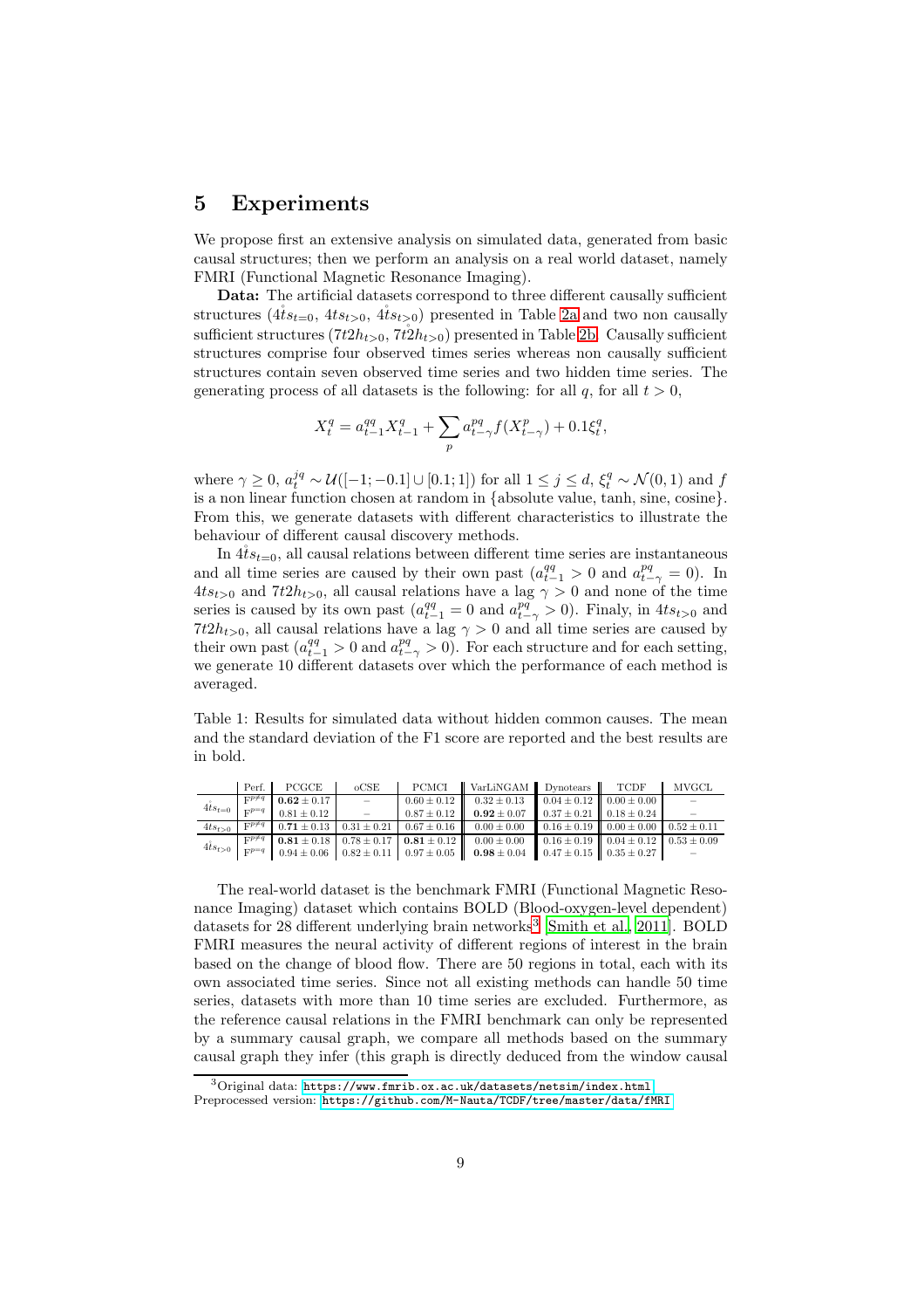## 5 Experiments

We propose first an extensive analysis on simulated data, generated from basic causal structures; then we perform an analysis on a real world dataset, namely FMRI (Functional Magnetic Resonance Imaging).

**Data:** The artificial datasets correspond to three different causally sufficient structures ($\mathring{4ts}_{t=0}$, $4ts_{t>0}$, $\mathring{4ts}_{t>0}$) presented in Table 2a and two non causally sufficient structures ($7t2h_{t>0}$, $\mathring{7t2h}_{t>0}$) presented in Table 2b. Causally sufficient structures comprise four observed times series whereas non causally sufficient structures contain seven observed time series and two hidden time series. The generating process of all datasets is the following: for all $q$, for all $t > 0$,

$$X_t^q = a_{t-1}^{qq} X_{t-1}^q + \sum_p a_{t-\gamma}^{pq} f(X_{t-\gamma}^p) + 0.1\xi_t^q,$$

where $\gamma \geq 0$, $a_t^{jq} \sim \mathcal{U}([-1; -0.1] \cup [0.1; 1])$ for all $1 \leq j \leq d$, $\xi_t^q \sim \mathcal{N}(0, 1)$ and $f$ is a non linear function chosen at random in {absolute value, tanh, sine, cosine}. From this, we generate datasets with different characteristics to illustrate the behaviour of different causal discovery methods.

In $\mathring{4ts}_{t=0}$, all causal relations between different time series are instantaneous and all time series are caused by their own past ($a_{t-1}^{qq} > 0$ and $a_{t-\gamma}^{pq} = 0$). In $4ts_{t>0}$ and $7t2h_{t>0}$, all causal relations have a lag $\gamma > 0$ and none of the time series is caused by its own past ($a_{t-1}^{qq} = 0$ and $a_{t-\gamma}^{pq} > 0$). Finaly, in $4ts_{t>0}$ and $7t2h_{t>0}$, all causal relations have a lag $\gamma > 0$ and all time series are caused by their own past ($a_{t-1}^{qq} > 0$ and $a_{t-\gamma}^{pq} > 0$). For each structure and for each setting, we generate 10 different datasets over which the performance of each method is averaged.

Table 1: Results for simulated data without hidden common causes. The mean and the standard deviation of the F1 score are reported and the best results are in bold.

| | Perf. | PCGCE | oCSE | PCMCI | VarLiNGAM | Dynotears | TCDF | MVGCL |
|---|---|---|---|---|---|---|---|---|
| $\mathring{4ts}_{t=0}$ | $\mathrm{F}^{p\neq q}$ | **0.62** $\pm$ 0.17 | – | 0.60 $\pm$ 0.12 | 0.32 $\pm$ 0.13 | 0.04 $\pm$ 0.12 | 0.00 $\pm$ 0.00 | – |
| | $\mathrm{F}^{p=q}$ | 0.81 $\pm$ 0.12 | – | 0.87 $\pm$ 0.12 | **0.92** $\pm$ 0.07 | 0.37 $\pm$ 0.21 | 0.18 $\pm$ 0.24 | – |
| $4ts_{t>0}$ | $\mathrm{F}^{p\neq q}$ | **0.71** $\pm$ 0.13 | 0.31 $\pm$ 0.21 | 0.67 $\pm$ 0.16 | 0.00 $\pm$ 0.00 | 0.16 $\pm$ 0.19 | 0.00 $\pm$ 0.00 | 0.52 $\pm$ 0.11 |
| $\mathring{4ts}_{t>0}$ | $\mathrm{F}^{p\neq q}$ | **0.81** $\pm$ 0.18 | 0.78 $\pm$ 0.17 | **0.81** $\pm$ 0.12 | 0.00 $\pm$ 0.00 | 0.16 $\pm$ 0.19 | 0.04 $\pm$ 0.12 | 0.53 $\pm$ 0.09 |
| | $\mathrm{F}^{p=q}$ | 0.94 $\pm$ 0.06 | 0.82 $\pm$ 0.11 | 0.97 $\pm$ 0.05 | **0.98** $\pm$ 0.04 | 0.47 $\pm$ 0.15 | 0.35 $\pm$ 0.27 | – |

The real-world dataset is the benchmark FMRI (Functional Magnetic Resonance Imaging) dataset which contains BOLD (Blood-oxygen-level dependent) datasets for 28 different underlying brain networks[3] [Smith et al., 2011]. BOLD FMRI measures the neural activity of different regions of interest in the brain based on the change of blood flow. There are 50 regions in total, each with its own associated time series. Since not all existing methods can handle 50 time series, datasets with more than 10 time series are excluded. Furthermore, as the reference causal relations in the FMRI benchmark can only be represented by a summary causal graph, we compare all methods based on the summary causal graph they infer (this graph is directly deduced from the window causal

[3] Original data: https://www.fmrib.ox.ac.uk/datasets/netsim/index.html
Preprocessed version: https://github.com/M-Nauta/TCDF/tree/master/data/fMRI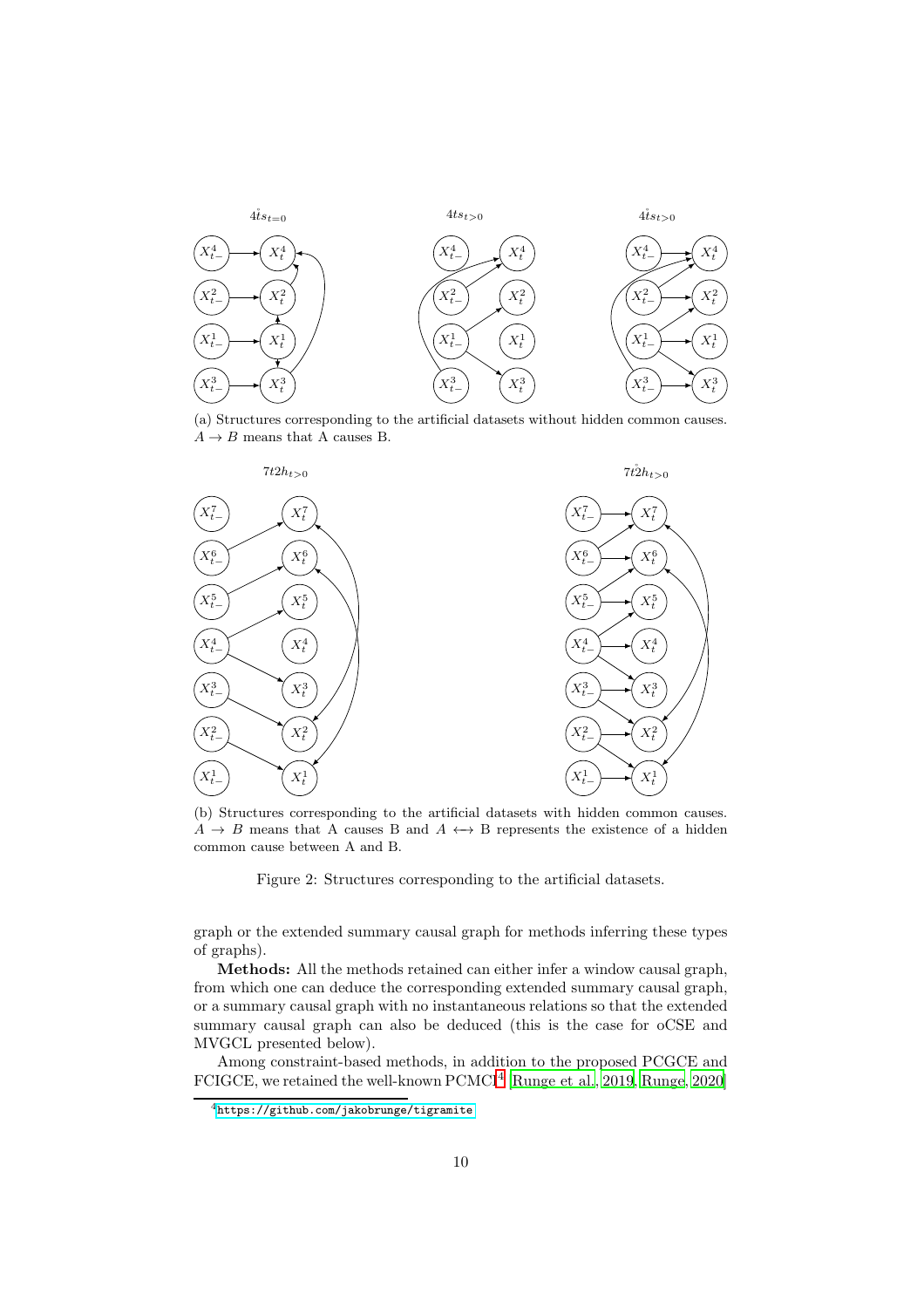(a) Structures corresponding to the artificial datasets without hidden common causes. $A \rightarrow B$ means that A causes B.

(b) Structures corresponding to the artificial datasets with hidden common causes. $A \rightarrow B$ means that A causes B and $A \longleftrightarrow$ B represents the existence of a hidden common cause between A and B.

Figure 2: Structures corresponding to the artificial datasets.

graph or the extended summary causal graph for methods inferring these types of graphs).

**Methods:** All the methods retained can either infer a window causal graph, from which one can deduce the corresponding extended summary causal graph, or a summary causal graph with no instantaneous relations so that the extended summary causal graph can also be deduced (this is the case for oCSE and MVGCL presented below).

Among constraint-based methods, in addition to the proposed PCGCE and FCIGCE, we retained the well-known PCMCI[4] [Runge et al., 2019, Runge, 2020]

[4] https://github.com/jakobrunge/tigramite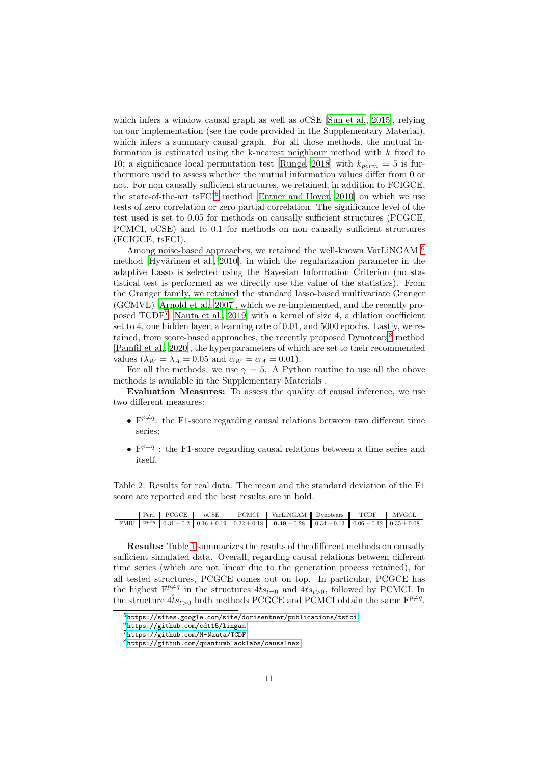which infers a window causal graph as well as oCSE [Sun et al., 2015], relying on our implementation (see the code provided in the Supplementary Material), which infers a summary causal graph. For all those methods, the mutual information is estimated using the k-nearest neighbour method with $k$ fixed to 10; a significance local permutation test [Runge, 2018] with $k_{perm} = 5$ is furthermore used to assess whether the mutual information values differ from 0 or not. For non causally sufficient structures, we retained, in addition to FCIGCE, the state-of-the-art tsFCI[5] method [Entner and Hoyer, 2010] on which we use tests of zero correlation or zero partial correlation. The significance level of the test used is set to 0.05 for methods on causally sufficient structures (PCGCE, PCMCI, oCSE) and to 0.1 for methods on non causally sufficient structures (FCIGCE, tsFCI).

Among noise-based approaches, we retained the well-known VarLiNGAM [6] method [Hyvärinen et al., 2010], in which the regularization parameter in the adaptive Lasso is selected using the Bayesian Information Criterion (no statistical test is performed as we directly use the value of the statistics). From the Granger family, we retained the standard lasso-based multivariate Granger (GCMVL) [Arnold et al., 2007], which we re-implemented, and the recently proposed TCDF[7] [Nauta et al., 2019] with a kernel of size 4, a dilation coefficient set to 4, one hidden layer, a learning rate of 0.01, and 5000 epochs. Lastly, we retained, from score-based approaches, the recently proposed Dynotears[8] method [Pamfil et al., 2020], the hyperparameters of which are set to their recommended values ($\lambda_W = \lambda_A = 0.05$ and $\alpha_W = \alpha_A = 0.01$).

For all the methods, we use $\gamma = 5$. A Python routine to use all the above methods is available in the Supplementary Materials .

**Evaluation Measures:** To assess the quality of causal inference, we use two different measures:

- $\mathrm{F}^{p\neq q}$: the F1-score regarding causal relations between two different time series;
- $\mathrm{F}^{p=q}$ : the F1-score regarding causal relations between a time series and itself.

Table 2: Results for real data. The mean and the standard deviation of the F1 score are reported and the best results are in bold.

| | Perf. | PCGCE | oCSE | PCMCI | VarLiNGAM | Dynotears | TCDF | MVGCL |
|---|---|---|---|---|---|---|---|---|
| FMRI | $\mathrm{F}^{p\neq q}$ | $0.31 \pm 0.2$ | $0.16 \pm 0.19$ | $0.22 \pm 0.18$ | $\mathbf{0.49 \pm 0.28}$ | $0.34 \pm 0.13$ | $0.06 \pm 0.12$ | $0.35 \pm 0.08$ |

**Results:** Table 1 summarizes the results of the different methods on causally sufficient simulated data. Overall, regarding causal relations between different time series (which are not linear due to the generation process retained), for all tested structures, PCGCE comes out on top. In particular, PCGCE has the highest $\mathrm{F}^{p\neq q}$ in the structures $4\mathring{t}s_{t=0}$ and $4ts_{t>0}$, followed by PCMCI. In the structure $4\mathring{t}s_{t>0}$ both methods PCGCE and PCMCI obtain the same $\mathrm{F}^{p\neq q}$.

[5] https://sites.google.com/site/dorisentner/publications/tsfci

[6] https://github.com/cdt15/lingam

[7] https://github.com/M-Nauta/TCDF

[8] https://github.com/quantumblacklabs/causalnex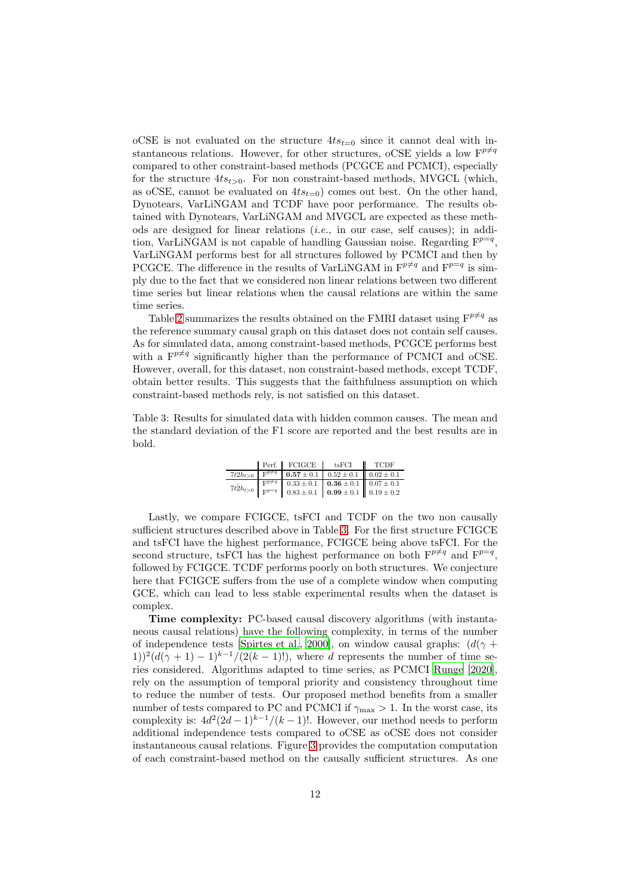oCSE is not evaluated on the structure $4ts_{t=0}$ since it cannot deal with instantaneous relations. However, for other structures, oCSE yields a low $\mathrm{F}^{p\neq q}$ compared to other constraint-based methods (PCGCE and PCMCI), especially for the structure $4ts_{t>0}$. For non constraint-based methods, MVGCL (which, as oCSE, cannot be evaluated on $4ts_{t=0}$) comes out best. On the other hand, Dynotears, VarLiNGAM and TCDF have poor performance. The results obtained with Dynotears, VarLiNGAM and MVGCL are expected as these methods are designed for linear relations (*i.e.*, in our case, self causes); in addition, VarLiNGAM is not capable of handling Gaussian noise. Regarding $\mathrm{F}^{p=q}$, VarLiNGAM performs best for all structures followed by PCMCI and then by PCGCE. The difference in the results of VarLiNGAM in $\mathrm{F}^{p\neq q}$ and $\mathrm{F}^{p=q}$ is simply due to the fact that we considered non linear relations between two different time series but linear relations when the causal relations are within the same time series.

Table 2 summarizes the results obtained on the FMRI dataset using $\mathrm{F}^{p\neq q}$ as the reference summary causal graph on this dataset does not contain self causes. As for simulated data, among constraint-based methods, PCGCE performs best with a $\mathrm{F}^{p\neq q}$ significantly higher than the performance of PCMCI and oCSE. However, overall, for this dataset, non constraint-based methods, except TCDF, obtain better results. This suggests that the faithfulness assumption on which constraint-based methods rely, is not satisfied on this dataset.

Table 3: Results for simulated data with hidden common causes. The mean and the standard deviation of the F1 score are reported and the best results are in bold.

| | Perf. | FCIGCE | tsFCI | TCDF |
|---|---|---|---|---|
| $7t2h_{t>0}$ | $\mathrm{F}^{p\neq q}$ | $\mathbf{0.57} \pm 0.1$ | $0.52 \pm 0.1$ | $0.02 \pm 0.1$ |
| $7t2h_{t>0}$ | $\mathrm{F}^{p\neq q}$ | $0.33 \pm 0.1$ | $\mathbf{0.36} \pm 0.1$ | $0.07 \pm 0.1$ |
| | $\mathrm{F}^{p=q}$ | $0.83 \pm 0.1$ | $\mathbf{0.99} \pm 0.1$ | $0.19 \pm 0.2$ |

Lastly, we compare FCIGCE, tsFCI and TCDF on the two non causally sufficient structures described above in Table 3. For the first structure FCIGCE and tsFCI have the highest performance, FCIGCE being above tsFCI. For the second structure, tsFCI has the highest performance on both $\mathrm{F}^{p\neq q}$ and $\mathrm{F}^{p=q}$, followed by FCIGCE. TCDF performs poorly on both structures. We conjecture here that FCIGCE suffers from the use of a complete window when computing GCE, which can lead to less stable experimental results when the dataset is complex.

**Time complexity:** PC-based causal discovery algorithms (with instantaneous causal relations) have the following complexity, in terms of the number of independence tests [Spirtes et al., 2000], on window causal graphs: $(d(\gamma+1))^2(d(\gamma+1)-1)^{k-1}/(2(k-1)!)$, where $d$ represents the number of time series considered. Algorithms adapted to time series, as PCMCI Runge [2020], rely on the assumption of temporal priority and consistency throughout time to reduce the number of tests. Our proposed method benefits from a smaller number of tests compared to PC and PCMCI if $\gamma_{\max} > 1$. In the worst case, its complexity is: $4d^2(2d-1)^{k-1}/(k-1)!$. However, our method needs to perform additional independence tests compared to oCSE as oCSE does not consider instantaneous causal relations. Figure 3 provides the computation computation of each constraint-based method on the causally sufficient structures. As one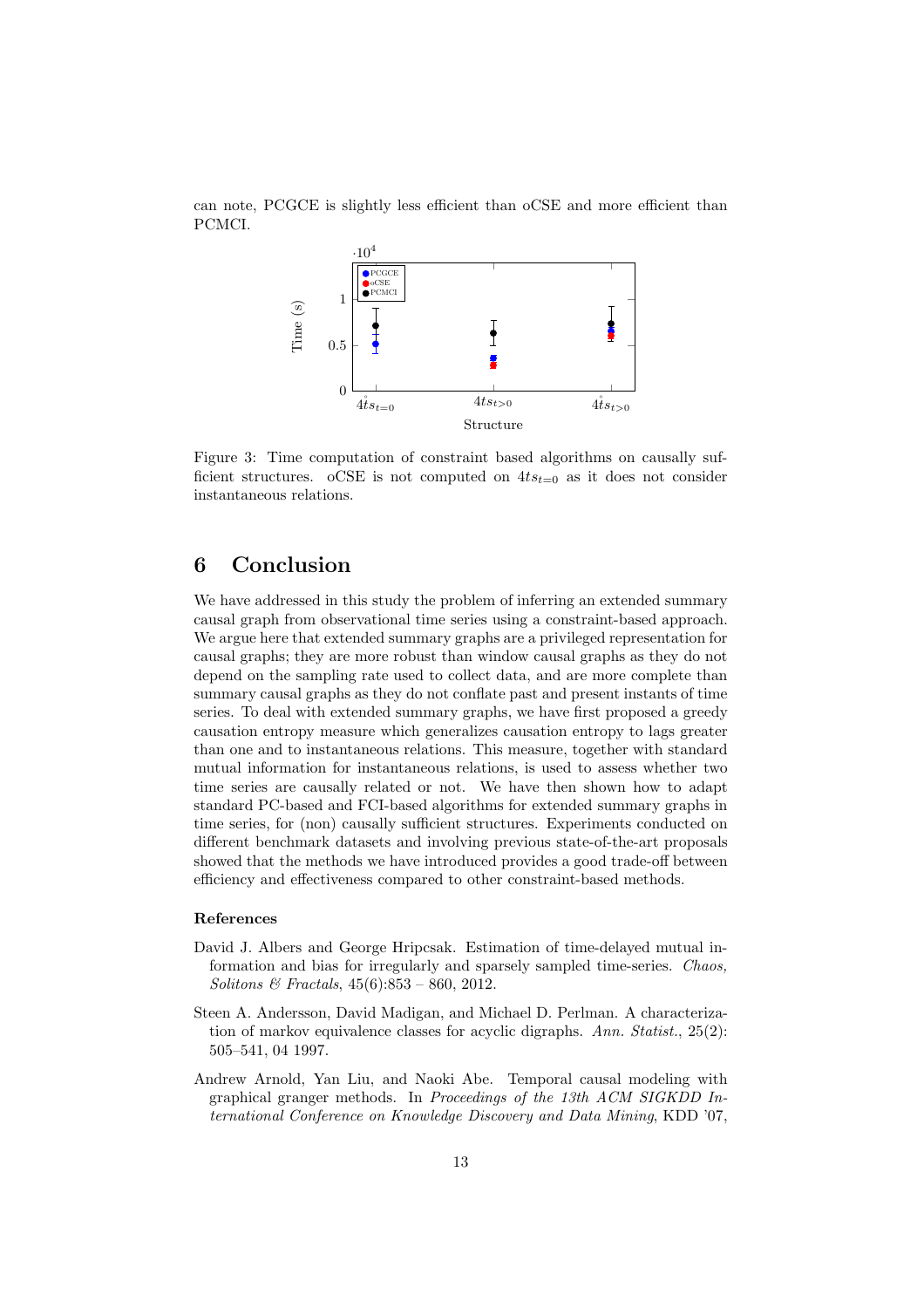can note, PCGCE is slightly less efficient than oCSE and more efficient than PCMCI.

Figure 3: Time computation of constraint based algorithms on causally sufficient structures. oCSE is not computed on $4ts_{t=0}$ as it does not consider instantaneous relations.

## 6 Conclusion

We have addressed in this study the problem of inferring an extended summary causal graph from observational time series using a constraint-based approach. We argue here that extended summary graphs are a privileged representation for causal graphs; they are more robust than window causal graphs as they do not depend on the sampling rate used to collect data, and are more complete than summary causal graphs as they do not conflate past and present instants of time series. To deal with extended summary graphs, we have first proposed a greedy causation entropy measure which generalizes causation entropy to lags greater than one and to instantaneous relations. This measure, together with standard mutual information for instantaneous relations, is used to assess whether two time series are causally related or not. We have then shown how to adapt standard PC-based and FCI-based algorithms for extended summary graphs in time series, for (non) causally sufficient structures. Experiments conducted on different benchmark datasets and involving previous state-of-the-art proposals showed that the methods we have introduced provides a good trade-off between efficiency and effectiveness compared to other constraint-based methods.

### References

David J. Albers and George Hripcsak. Estimation of time-delayed mutual information and bias for irregularly and sparsely sampled time-series. *Chaos, Solitons & Fractals*, 45(6):853 – 860, 2012.

Steen A. Andersson, David Madigan, and Michael D. Perlman. A characterization of markov equivalence classes for acyclic digraphs. *Ann. Statist.*, 25(2): 505–541, 04 1997.

Andrew Arnold, Yan Liu, and Naoki Abe. Temporal causal modeling with graphical granger methods. In *Proceedings of the 13th ACM SIGKDD International Conference on Knowledge Discovery and Data Mining*, KDD '07,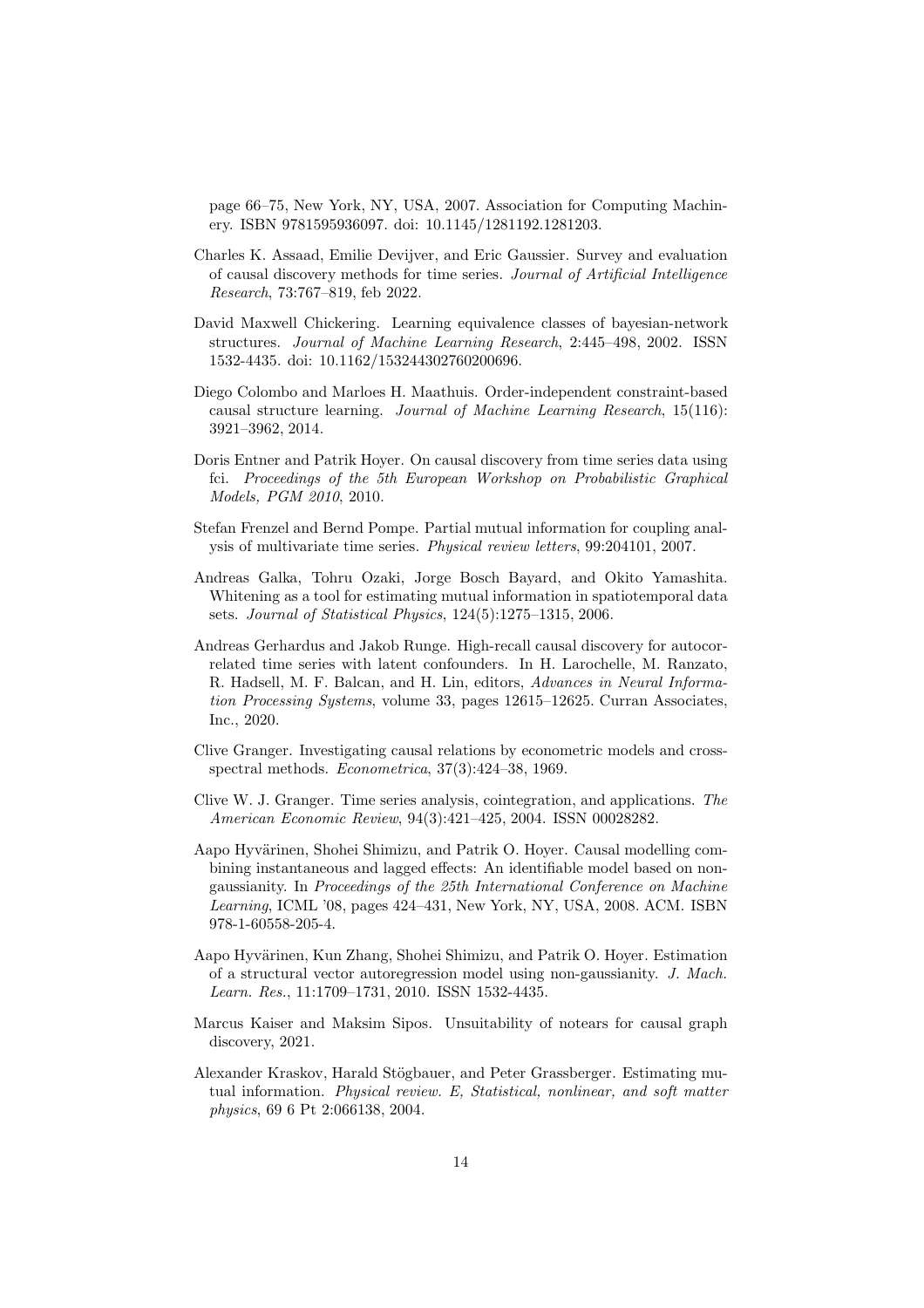page 66–75, New York, NY, USA, 2007. Association for Computing Machinery. ISBN 9781595936097. doi: 10.1145/1281192.1281203.

Charles K. Assaad, Emilie Devijver, and Eric Gaussier. Survey and evaluation of causal discovery methods for time series. *Journal of Artificial Intelligence Research*, 73:767–819, feb 2022.

David Maxwell Chickering. Learning equivalence classes of bayesian-network structures. *Journal of Machine Learning Research*, 2:445–498, 2002. ISSN 1532-4435. doi: 10.1162/153244302760200696.

Diego Colombo and Marloes H. Maathuis. Order-independent constraint-based causal structure learning. *Journal of Machine Learning Research*, 15(116): 3921–3962, 2014.

Doris Entner and Patrik Hoyer. On causal discovery from time series data using fci. *Proceedings of the 5th European Workshop on Probabilistic Graphical Models, PGM 2010*, 2010.

Stefan Frenzel and Bernd Pompe. Partial mutual information for coupling analysis of multivariate time series. *Physical review letters*, 99:204101, 2007.

Andreas Galka, Tohru Ozaki, Jorge Bosch Bayard, and Okito Yamashita. Whitening as a tool for estimating mutual information in spatiotemporal data sets. *Journal of Statistical Physics*, 124(5):1275–1315, 2006.

Andreas Gerhardus and Jakob Runge. High-recall causal discovery for autocorrelated time series with latent confounders. In H. Larochelle, M. Ranzato, R. Hadsell, M. F. Balcan, and H. Lin, editors, *Advances in Neural Information Processing Systems*, volume 33, pages 12615–12625. Curran Associates, Inc., 2020.

Clive Granger. Investigating causal relations by econometric models and cross-spectral methods. *Econometrica*, 37(3):424–38, 1969.

Clive W. J. Granger. Time series analysis, cointegration, and applications. *The American Economic Review*, 94(3):421–425, 2004. ISSN 00028282.

Aapo Hyvärinen, Shohei Shimizu, and Patrik O. Hoyer. Causal modelling combining instantaneous and lagged effects: An identifiable model based on non-gaussianity. In *Proceedings of the 25th International Conference on Machine Learning*, ICML '08, pages 424–431, New York, NY, USA, 2008. ACM. ISBN 978-1-60558-205-4.

Aapo Hyvärinen, Kun Zhang, Shohei Shimizu, and Patrik O. Hoyer. Estimation of a structural vector autoregression model using non-gaussianity. *J. Mach. Learn. Res.*, 11:1709–1731, 2010. ISSN 1532-4435.

Marcus Kaiser and Maksim Sipos. Unsuitability of notears for causal graph discovery, 2021.

Alexander Kraskov, Harald Stögbauer, and Peter Grassberger. Estimating mutual information. *Physical review. E, Statistical, nonlinear, and soft matter physics*, 69 6 Pt 2:066138, 2004.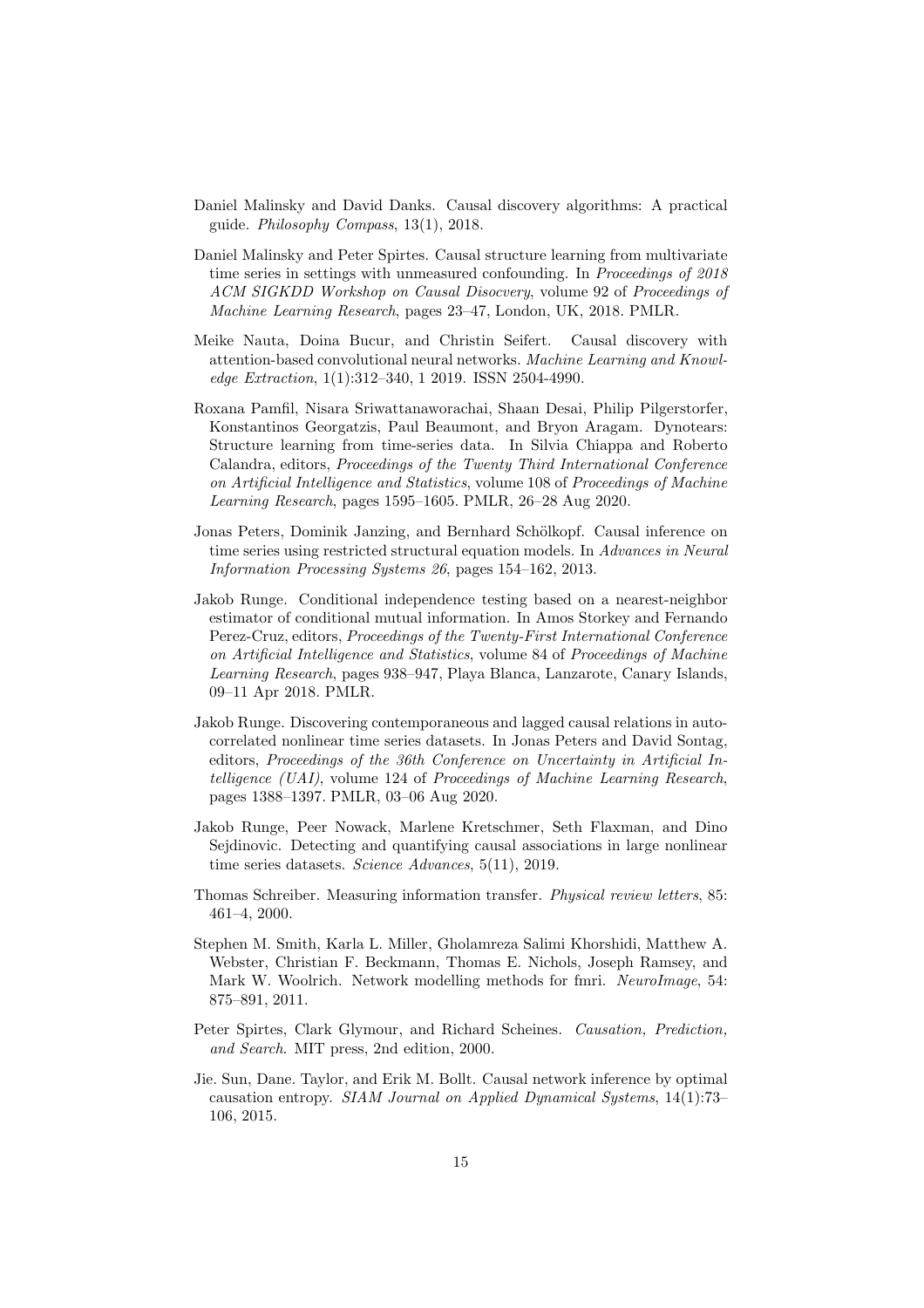Daniel Malinsky and David Danks. Causal discovery algorithms: A practical guide. *Philosophy Compass*, 13(1), 2018.

Daniel Malinsky and Peter Spirtes. Causal structure learning from multivariate time series in settings with unmeasured confounding. In *Proceedings of 2018 ACM SIGKDD Workshop on Causal Disocvery*, volume 92 of *Proceedings of Machine Learning Research*, pages 23–47, London, UK, 2018. PMLR.

Meike Nauta, Doina Bucur, and Christin Seifert. Causal discovery with attention-based convolutional neural networks. *Machine Learning and Knowledge Extraction*, 1(1):312–340, 1 2019. ISSN 2504-4990.

Roxana Pamfil, Nisara Sriwattanaworachai, Shaan Desai, Philip Pilgerstorfer, Konstantinos Georgatzis, Paul Beaumont, and Bryon Aragam. Dynotears: Structure learning from time-series data. In Silvia Chiappa and Roberto Calandra, editors, *Proceedings of the Twenty Third International Conference on Artificial Intelligence and Statistics*, volume 108 of *Proceedings of Machine Learning Research*, pages 1595–1605. PMLR, 26–28 Aug 2020.

Jonas Peters, Dominik Janzing, and Bernhard Schölkopf. Causal inference on time series using restricted structural equation models. In *Advances in Neural Information Processing Systems 26*, pages 154–162, 2013.

Jakob Runge. Conditional independence testing based on a nearest-neighbor estimator of conditional mutual information. In Amos Storkey and Fernando Perez-Cruz, editors, *Proceedings of the Twenty-First International Conference on Artificial Intelligence and Statistics*, volume 84 of *Proceedings of Machine Learning Research*, pages 938–947, Playa Blanca, Lanzarote, Canary Islands, 09–11 Apr 2018. PMLR.

Jakob Runge. Discovering contemporaneous and lagged causal relations in autocorrelated nonlinear time series datasets. In Jonas Peters and David Sontag, editors, *Proceedings of the 36th Conference on Uncertainty in Artificial Intelligence (UAI)*, volume 124 of *Proceedings of Machine Learning Research*, pages 1388–1397. PMLR, 03–06 Aug 2020.

Jakob Runge, Peer Nowack, Marlene Kretschmer, Seth Flaxman, and Dino Sejdinovic. Detecting and quantifying causal associations in large nonlinear time series datasets. *Science Advances*, 5(11), 2019.

Thomas Schreiber. Measuring information transfer. *Physical review letters*, 85: 461–4, 2000.

Stephen M. Smith, Karla L. Miller, Gholamreza Salimi Khorshidi, Matthew A. Webster, Christian F. Beckmann, Thomas E. Nichols, Joseph Ramsey, and Mark W. Woolrich. Network modelling methods for fmri. *NeuroImage*, 54: 875–891, 2011.

Peter Spirtes, Clark Glymour, and Richard Scheines. *Causation, Prediction, and Search*. MIT press, 2nd edition, 2000.

Jie. Sun, Dane. Taylor, and Erik M. Bollt. Causal network inference by optimal causation entropy. *SIAM Journal on Applied Dynamical Systems*, 14(1):73–106, 2015.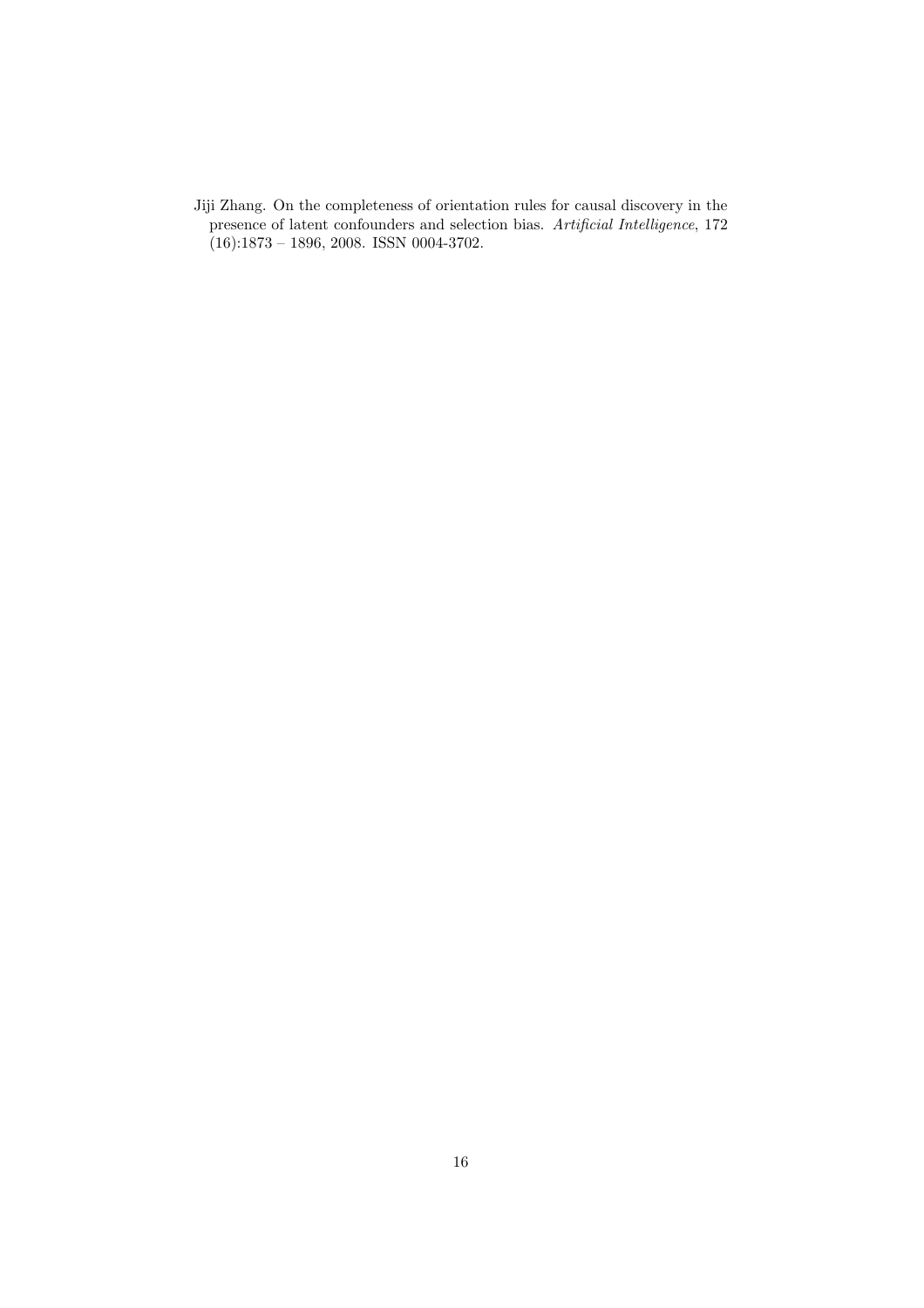Jiji Zhang. On the completeness of orientation rules for causal discovery in the presence of latent confounders and selection bias. *Artificial Intelligence*, 172 (16):1873 – 1896, 2008. ISSN 0004-3702.